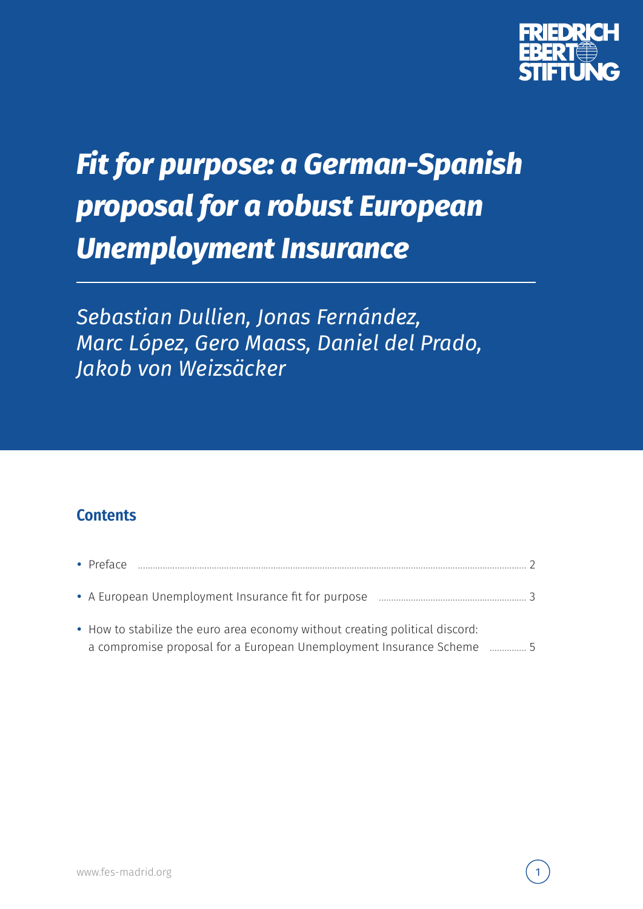# Fit for purpose: a German-Spanish proposal for a robust European Unemployment Insurance

*Sebastian Dullien, Jonas Fernández, Marc López, Gero Maass, Daniel del Prado, Jakob von Weizsäcker*

## Contents

- Preface ..... 2
- A European Unemployment Insurance fit for purpose ..... 3
- How to stabilize the euro area economy without creating political discord: a compromise proposal for a European Unemployment Insurance Scheme ..... 5

www.fes-madrid.org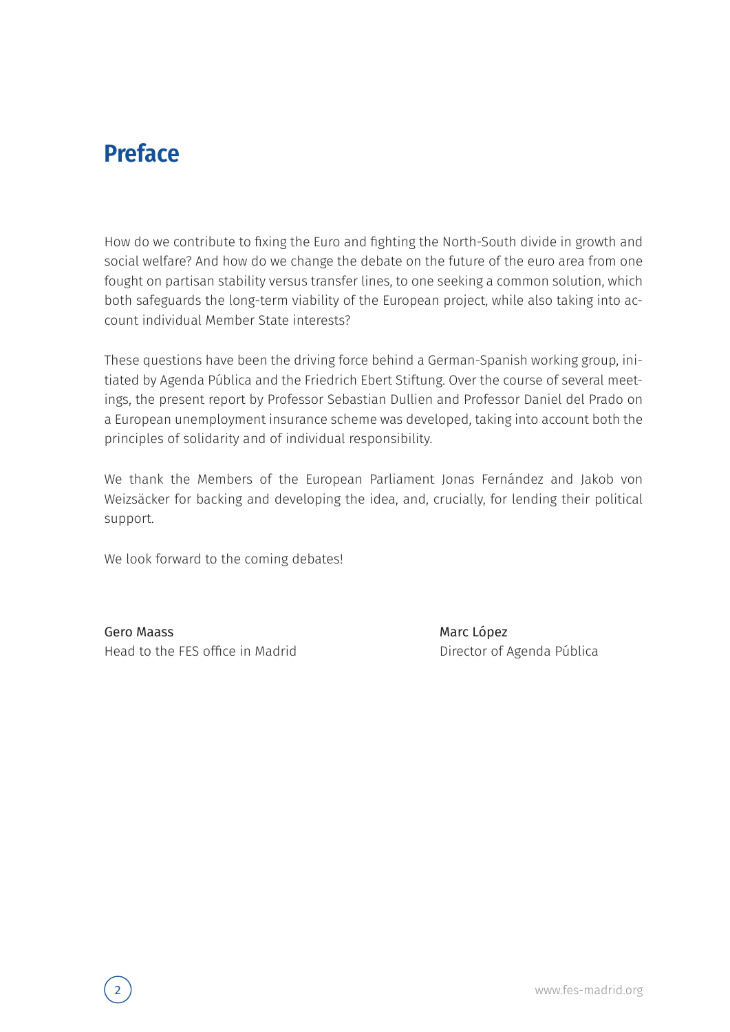# Preface

How do we contribute to fixing the Euro and fighting the North-South divide in growth and social welfare? And how do we change the debate on the future of the euro area from one fought on partisan stability versus transfer lines, to one seeking a common solution, which both safeguards the long-term viability of the European project, while also taking into account individual Member State interests?

These questions have been the driving force behind a German-Spanish working group, initiated by Agenda Pública and the Friedrich Ebert Stiftung. Over the course of several meetings, the present report by Professor Sebastian Dullien and Professor Daniel del Prado on a European unemployment insurance scheme was developed, taking into account both the principles of solidarity and of individual responsibility.

We thank the Members of the European Parliament Jonas Fernández and Jakob von Weizsäcker for backing and developing the idea, and, crucially, for lending their political support.

We look forward to the coming debates!

Gero Maass
Head to the FES office in Madrid

Marc López
Director of Agenda Pública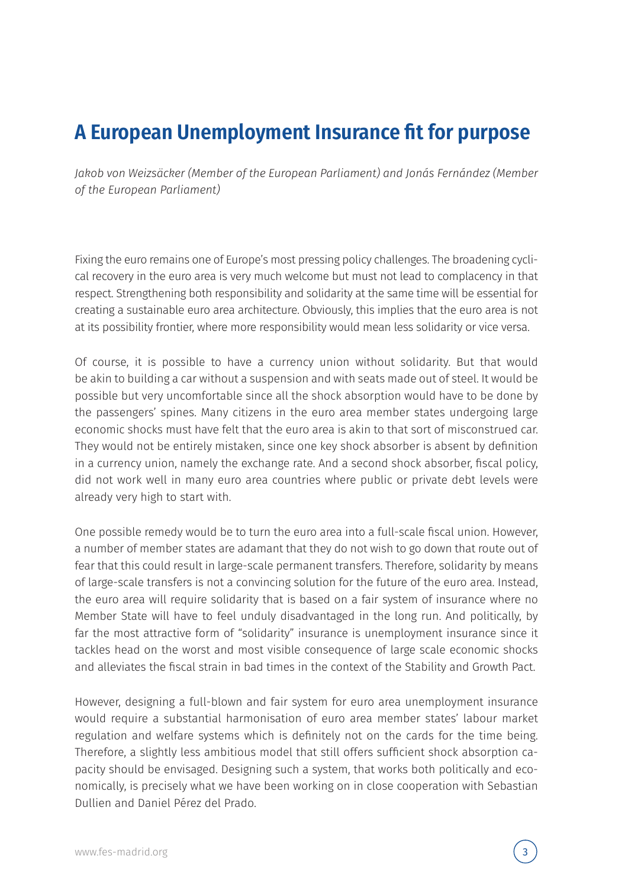# A European Unemployment Insurance fit for purpose

*Jakob von Weizsäcker (Member of the European Parliament) and Jonás Fernández (Member of the European Parliament)*

Fixing the euro remains one of Europe's most pressing policy challenges. The broadening cyclical recovery in the euro area is very much welcome but must not lead to complacency in that respect. Strengthening both responsibility and solidarity at the same time will be essential for creating a sustainable euro area architecture. Obviously, this implies that the euro area is not at its possibility frontier, where more responsibility would mean less solidarity or vice versa.

Of course, it is possible to have a currency union without solidarity. But that would be akin to building a car without a suspension and with seats made out of steel. It would be possible but very uncomfortable since all the shock absorption would have to be done by the passengers' spines. Many citizens in the euro area member states undergoing large economic shocks must have felt that the euro area is akin to that sort of misconstrued car. They would not be entirely mistaken, since one key shock absorber is absent by definition in a currency union, namely the exchange rate. And a second shock absorber, fiscal policy, did not work well in many euro area countries where public or private debt levels were already very high to start with.

One possible remedy would be to turn the euro area into a full-scale fiscal union. However, a number of member states are adamant that they do not wish to go down that route out of fear that this could result in large-scale permanent transfers. Therefore, solidarity by means of large-scale transfers is not a convincing solution for the future of the euro area. Instead, the euro area will require solidarity that is based on a fair system of insurance where no Member State will have to feel unduly disadvantaged in the long run. And politically, by far the most attractive form of "solidarity" insurance is unemployment insurance since it tackles head on the worst and most visible consequence of large scale economic shocks and alleviates the fiscal strain in bad times in the context of the Stability and Growth Pact.

However, designing a full-blown and fair system for euro area unemployment insurance would require a substantial harmonisation of euro area member states' labour market regulation and welfare systems which is definitely not on the cards for the time being. Therefore, a slightly less ambitious model that still offers sufficient shock absorption capacity should be envisaged. Designing such a system, that works both politically and economically, is precisely what we have been working on in close cooperation with Sebastian Dullien and Daniel Pérez del Prado.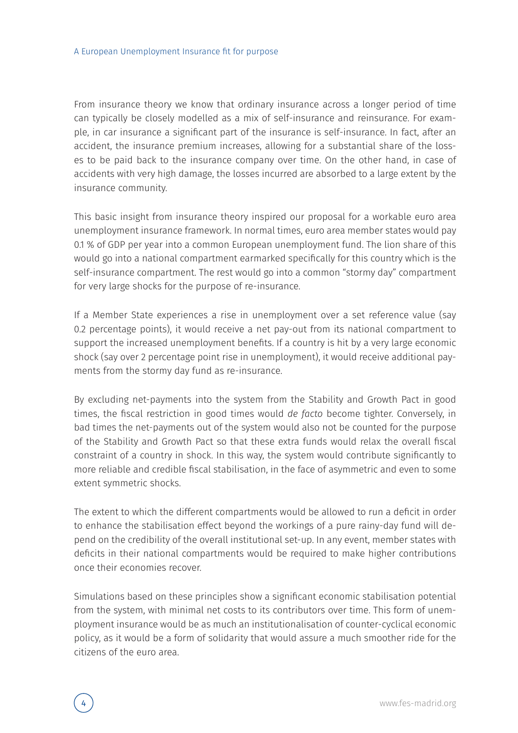From insurance theory we know that ordinary insurance across a longer period of time can typically be closely modelled as a mix of self-insurance and reinsurance. For example, in car insurance a significant part of the insurance is self-insurance. In fact, after an accident, the insurance premium increases, allowing for a substantial share of the losses to be paid back to the insurance company over time. On the other hand, in case of accidents with very high damage, the losses incurred are absorbed to a large extent by the insurance community.

This basic insight from insurance theory inspired our proposal for a workable euro area unemployment insurance framework. In normal times, euro area member states would pay 0.1 % of GDP per year into a common European unemployment fund. The lion share of this would go into a national compartment earmarked specifically for this country which is the self-insurance compartment. The rest would go into a common "stormy day" compartment for very large shocks for the purpose of re-insurance.

If a Member State experiences a rise in unemployment over a set reference value (say 0.2 percentage points), it would receive a net pay-out from its national compartment to support the increased unemployment benefits. If a country is hit by a very large economic shock (say over 2 percentage point rise in unemployment), it would receive additional payments from the stormy day fund as re-insurance.

By excluding net-payments into the system from the Stability and Growth Pact in good times, the fiscal restriction in good times would *de facto* become tighter. Conversely, in bad times the net-payments out of the system would also not be counted for the purpose of the Stability and Growth Pact so that these extra funds would relax the overall fiscal constraint of a country in shock. In this way, the system would contribute significantly to more reliable and credible fiscal stabilisation, in the face of asymmetric and even to some extent symmetric shocks.

The extent to which the different compartments would be allowed to run a deficit in order to enhance the stabilisation effect beyond the workings of a pure rainy-day fund will depend on the credibility of the overall institutional set-up. In any event, member states with deficits in their national compartments would be required to make higher contributions once their economies recover.

Simulations based on these principles show a significant economic stabilisation potential from the system, with minimal net costs to its contributors over time. This form of unemployment insurance would be as much an institutionalisation of counter-cyclical economic policy, as it would be a form of solidarity that would assure a much smoother ride for the citizens of the euro area.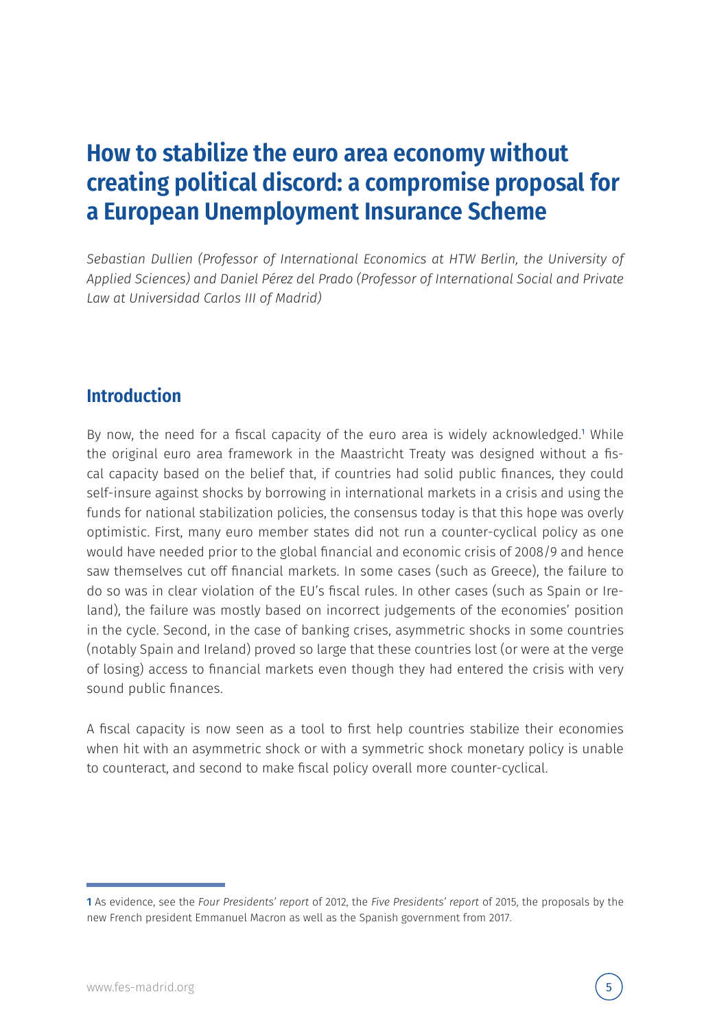# How to stabilize the euro area economy without creating political discord: a compromise proposal for a European Unemployment Insurance Scheme

*Sebastian Dullien (Professor of International Economics at HTW Berlin, the University of Applied Sciences) and Daniel Pérez del Prado (Professor of International Social and Private Law at Universidad Carlos III of Madrid)*

## Introduction

By now, the need for a fiscal capacity of the euro area is widely acknowledged.[1] While the original euro area framework in the Maastricht Treaty was designed without a fiscal capacity based on the belief that, if countries had solid public finances, they could self-insure against shocks by borrowing in international markets in a crisis and using the funds for national stabilization policies, the consensus today is that this hope was overly optimistic. First, many euro member states did not run a counter-cyclical policy as one would have needed prior to the global financial and economic crisis of 2008/9 and hence saw themselves cut off financial markets. In some cases (such as Greece), the failure to do so was in clear violation of the EU's fiscal rules. In other cases (such as Spain or Ireland), the failure was mostly based on incorrect judgements of the economies' position in the cycle. Second, in the case of banking crises, asymmetric shocks in some countries (notably Spain and Ireland) proved so large that these countries lost (or were at the verge of losing) access to financial markets even though they had entered the crisis with very sound public finances.

A fiscal capacity is now seen as a tool to first help countries stabilize their economies when hit with an asymmetric shock or with a symmetric shock monetary policy is unable to counteract, and second to make fiscal policy overall more counter-cyclical.

[1] As evidence, see the *Four Presidents' report* of 2012, the *Five Presidents' report* of 2015, the proposals by the new French president Emmanuel Macron as well as the Spanish government from 2017.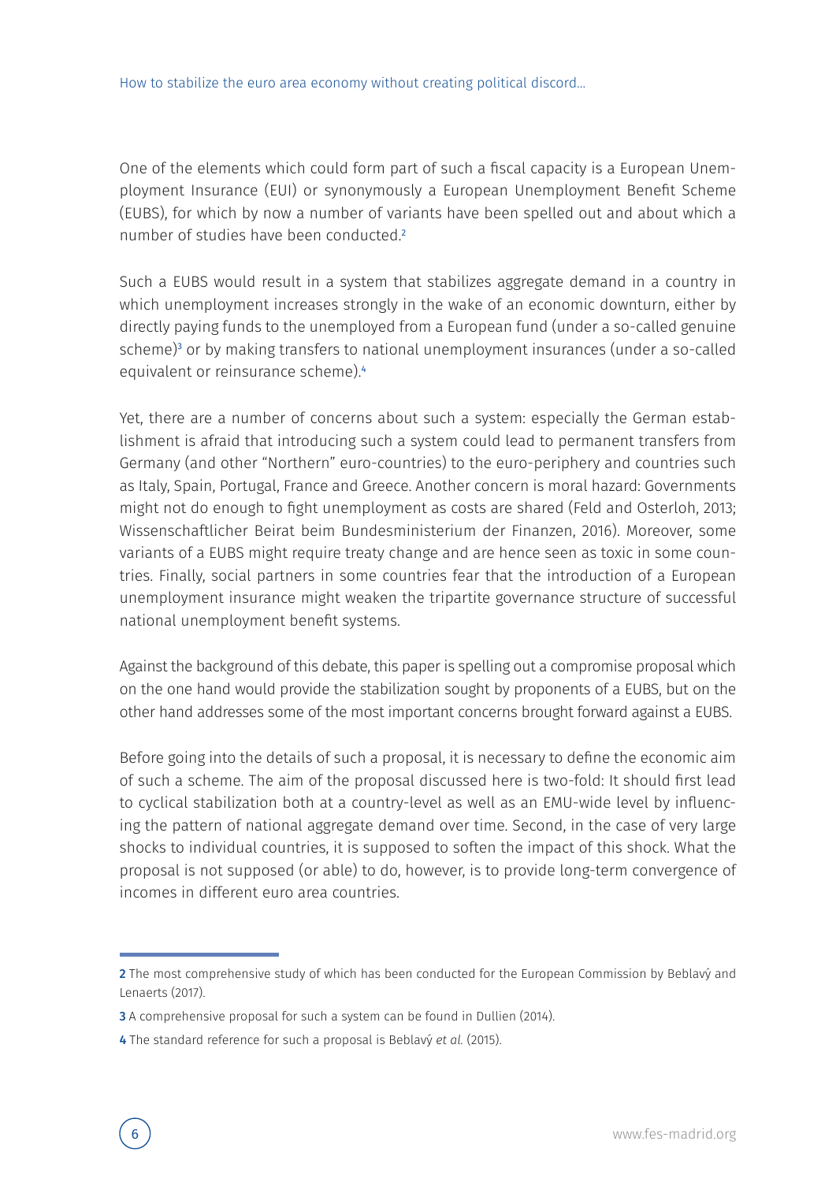One of the elements which could form part of such a fiscal capacity is a European Unemployment Insurance (EUI) or synonymously a European Unemployment Benefit Scheme (EUBS), for which by now a number of variants have been spelled out and about which a number of studies have been conducted.[2]

Such a EUBS would result in a system that stabilizes aggregate demand in a country in which unemployment increases strongly in the wake of an economic downturn, either by directly paying funds to the unemployed from a European fund (under a so-called genuine scheme)[3] or by making transfers to national unemployment insurances (under a so-called equivalent or reinsurance scheme).[4]

Yet, there are a number of concerns about such a system: especially the German establishment is afraid that introducing such a system could lead to permanent transfers from Germany (and other "Northern" euro-countries) to the euro-periphery and countries such as Italy, Spain, Portugal, France and Greece. Another concern is moral hazard: Governments might not do enough to fight unemployment as costs are shared (Feld and Osterloh, 2013; Wissenschaftlicher Beirat beim Bundesministerium der Finanzen, 2016). Moreover, some variants of a EUBS might require treaty change and are hence seen as toxic in some countries. Finally, social partners in some countries fear that the introduction of a European unemployment insurance might weaken the tripartite governance structure of successful national unemployment benefit systems.

Against the background of this debate, this paper is spelling out a compromise proposal which on the one hand would provide the stabilization sought by proponents of a EUBS, but on the other hand addresses some of the most important concerns brought forward against a EUBS.

Before going into the details of such a proposal, it is necessary to define the economic aim of such a scheme. The aim of the proposal discussed here is two-fold: It should first lead to cyclical stabilization both at a country-level as well as an EMU-wide level by influencing the pattern of national aggregate demand over time. Second, in the case of very large shocks to individual countries, it is supposed to soften the impact of this shock. What the proposal is not supposed (or able) to do, however, is to provide long-term convergence of incomes in different euro area countries.

---

2 The most comprehensive study of which has been conducted for the European Commission by Beblavý and Lenaerts (2017).

3 A comprehensive proposal for such a system can be found in Dullien (2014).

4 The standard reference for such a proposal is Beblavý *et al.* (2015).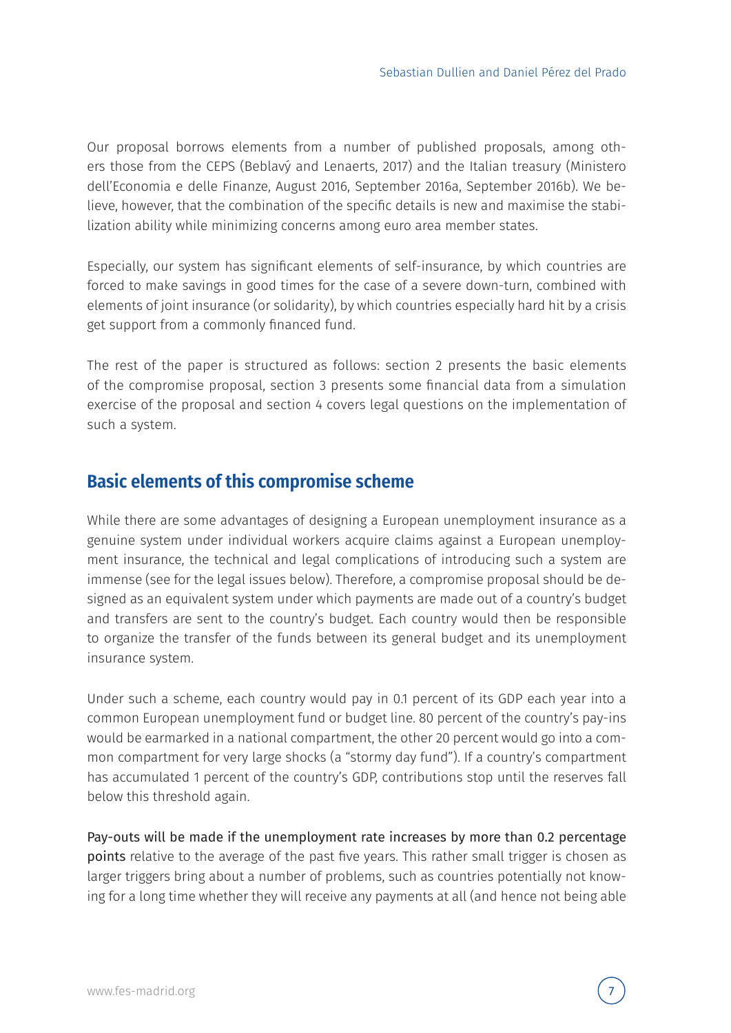Our proposal borrows elements from a number of published proposals, among others those from the CEPS (Beblavý and Lenaerts, 2017) and the Italian treasury (Ministero dell'Economia e delle Finanze, August 2016, September 2016a, September 2016b). We believe, however, that the combination of the specific details is new and maximise the stabilization ability while minimizing concerns among euro area member states.

Especially, our system has significant elements of self-insurance, by which countries are forced to make savings in good times for the case of a severe down-turn, combined with elements of joint insurance (or solidarity), by which countries especially hard hit by a crisis get support from a commonly financed fund.

The rest of the paper is structured as follows: section 2 presents the basic elements of the compromise proposal, section 3 presents some financial data from a simulation exercise of the proposal and section 4 covers legal questions on the implementation of such a system.

## Basic elements of this compromise scheme

While there are some advantages of designing a European unemployment insurance as a genuine system under individual workers acquire claims against a European unemployment insurance, the technical and legal complications of introducing such a system are immense (see for the legal issues below). Therefore, a compromise proposal should be designed as an equivalent system under which payments are made out of a country's budget and transfers are sent to the country's budget. Each country would then be responsible to organize the transfer of the funds between its general budget and its unemployment insurance system.

Under such a scheme, each country would pay in 0.1 percent of its GDP each year into a common European unemployment fund or budget line. 80 percent of the country's pay-ins would be earmarked in a national compartment, the other 20 percent would go into a common compartment for very large shocks (a "stormy day fund"). If a country's compartment has accumulated 1 percent of the country's GDP, contributions stop until the reserves fall below this threshold again.

Pay-outs will be made if the unemployment rate increases by more than 0.2 percentage points relative to the average of the past five years. This rather small trigger is chosen as larger triggers bring about a number of problems, such as countries potentially not knowing for a long time whether they will receive any payments at all (and hence not being able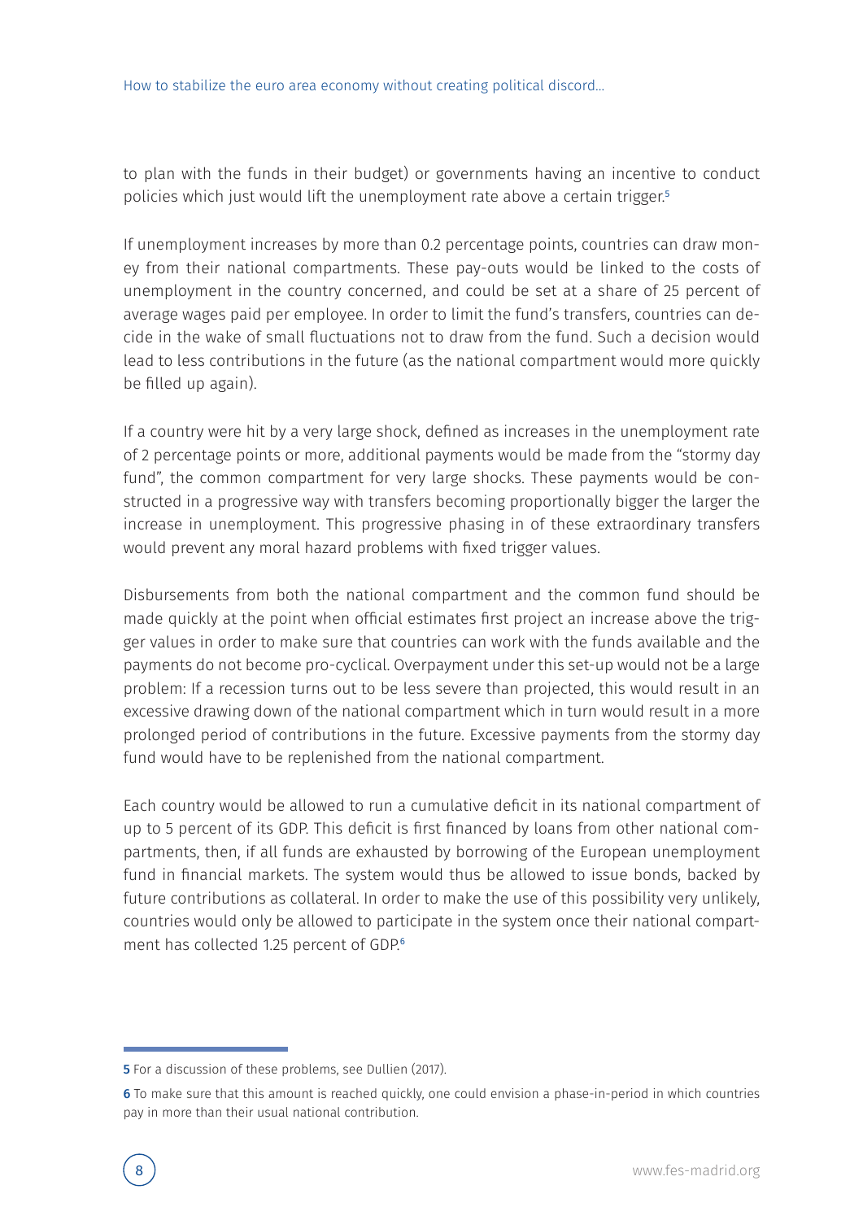to plan with the funds in their budget) or governments having an incentive to conduct policies which just would lift the unemployment rate above a certain trigger.[5]

If unemployment increases by more than 0.2 percentage points, countries can draw money from their national compartments. These pay-outs would be linked to the costs of unemployment in the country concerned, and could be set at a share of 25 percent of average wages paid per employee. In order to limit the fund's transfers, countries can decide in the wake of small fluctuations not to draw from the fund. Such a decision would lead to less contributions in the future (as the national compartment would more quickly be filled up again).

If a country were hit by a very large shock, defined as increases in the unemployment rate of 2 percentage points or more, additional payments would be made from the "stormy day fund", the common compartment for very large shocks. These payments would be constructed in a progressive way with transfers becoming proportionally bigger the larger the increase in unemployment. This progressive phasing in of these extraordinary transfers would prevent any moral hazard problems with fixed trigger values.

Disbursements from both the national compartment and the common fund should be made quickly at the point when official estimates first project an increase above the trigger values in order to make sure that countries can work with the funds available and the payments do not become pro-cyclical. Overpayment under this set-up would not be a large problem: If a recession turns out to be less severe than projected, this would result in an excessive drawing down of the national compartment which in turn would result in a more prolonged period of contributions in the future. Excessive payments from the stormy day fund would have to be replenished from the national compartment.

Each country would be allowed to run a cumulative deficit in its national compartment of up to 5 percent of its GDP. This deficit is first financed by loans from other national compartments, then, if all funds are exhausted by borrowing of the European unemployment fund in financial markets. The system would thus be allowed to issue bonds, backed by future contributions as collateral. In order to make the use of this possibility very unlikely, countries would only be allowed to participate in the system once their national compartment has collected 1.25 percent of GDP.[6]

---

**5** For a discussion of these problems, see Dullien (2017).

**6** To make sure that this amount is reached quickly, one could envision a phase-in-period in which countries pay in more than their usual national contribution.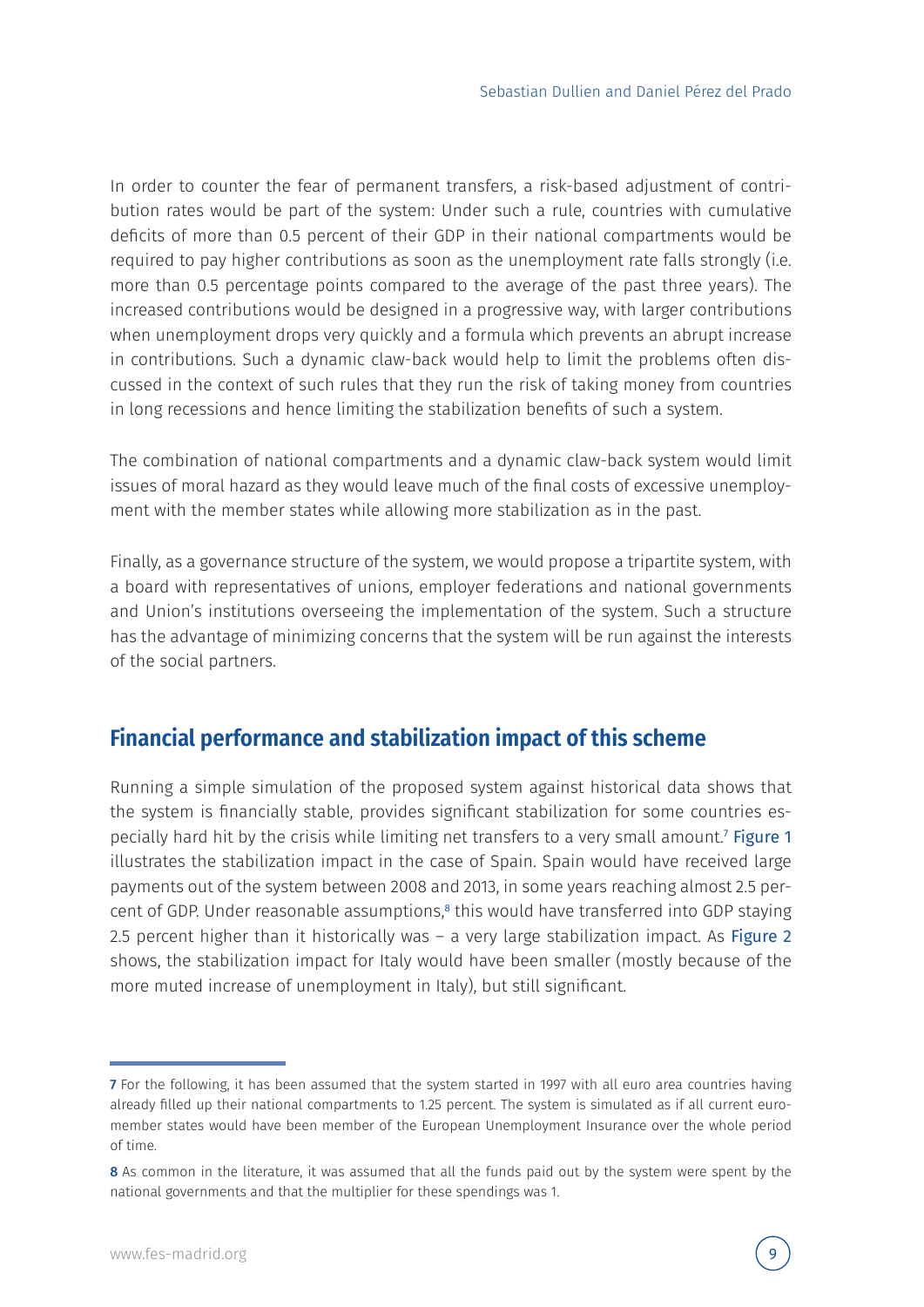In order to counter the fear of permanent transfers, a risk-based adjustment of contribution rates would be part of the system: Under such a rule, countries with cumulative deficits of more than 0.5 percent of their GDP in their national compartments would be required to pay higher contributions as soon as the unemployment rate falls strongly (i.e. more than 0.5 percentage points compared to the average of the past three years). The increased contributions would be designed in a progressive way, with larger contributions when unemployment drops very quickly and a formula which prevents an abrupt increase in contributions. Such a dynamic claw-back would help to limit the problems often discussed in the context of such rules that they run the risk of taking money from countries in long recessions and hence limiting the stabilization benefits of such a system.

The combination of national compartments and a dynamic claw-back system would limit issues of moral hazard as they would leave much of the final costs of excessive unemployment with the member states while allowing more stabilization as in the past.

Finally, as a governance structure of the system, we would propose a tripartite system, with a board with representatives of unions, employer federations and national governments and Union's institutions overseeing the implementation of the system. Such a structure has the advantage of minimizing concerns that the system will be run against the interests of the social partners.

## Financial performance and stabilization impact of this scheme

Running a simple simulation of the proposed system against historical data shows that the system is financially stable, provides significant stabilization for some countries especially hard hit by the crisis while limiting net transfers to a very small amount.[7] Figure 1 illustrates the stabilization impact in the case of Spain. Spain would have received large payments out of the system between 2008 and 2013, in some years reaching almost 2.5 percent of GDP. Under reasonable assumptions,[8] this would have transferred into GDP staying 2.5 percent higher than it historically was – a very large stabilization impact. As Figure 2 shows, the stabilization impact for Italy would have been smaller (mostly because of the more muted increase of unemployment in Italy), but still significant.

---

[7] For the following, it has been assumed that the system started in 1997 with all euro area countries having already filled up their national compartments to 1.25 percent. The system is simulated as if all current euro-member states would have been member of the European Unemployment Insurance over the whole period of time.

[8] As common in the literature, it was assumed that all the funds paid out by the system were spent by the national governments and that the multiplier for these spendings was 1.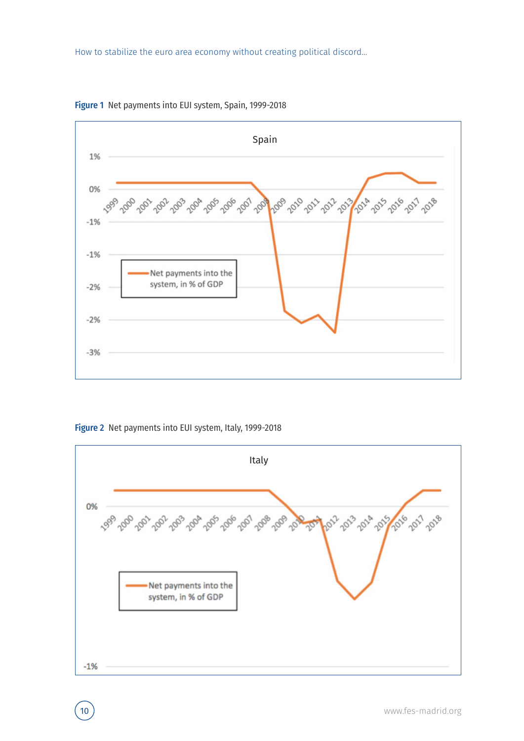**Figure 1** Net payments into EUI system, Spain, 1999-2018

**Figure 2** Net payments into EUI system, Italy, 1999-2018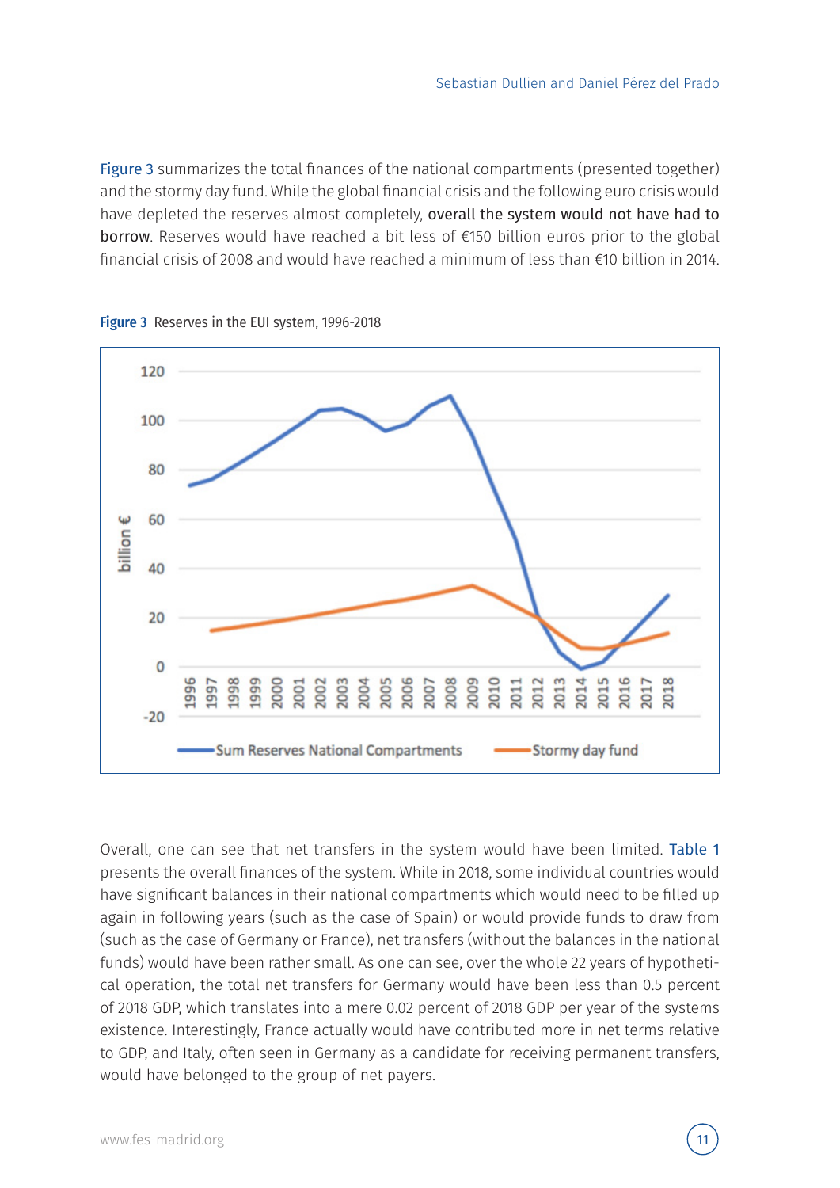Figure 3 summarizes the total finances of the national compartments (presented together) and the stormy day fund. While the global financial crisis and the following euro crisis would have depleted the reserves almost completely, **overall the system would not have had to borrow**. Reserves would have reached a bit less of €150 billion euros prior to the global financial crisis of 2008 and would have reached a minimum of less than €10 billion in 2014.

**Figure 3** Reserves in the EUI system, 1996-2018

Overall, one can see that net transfers in the system would have been limited. Table 1 presents the overall finances of the system. While in 2018, some individual countries would have significant balances in their national compartments which would need to be filled up again in following years (such as the case of Spain) or would provide funds to draw from (such as the case of Germany or France), net transfers (without the balances in the national funds) would have been rather small. As one can see, over the whole 22 years of hypothetical operation, the total net transfers for Germany would have been less than 0.5 percent of 2018 GDP, which translates into a mere 0.02 percent of 2018 GDP per year of the systems existence. Interestingly, France actually would have contributed more in net terms relative to GDP, and Italy, often seen in Germany as a candidate for receiving permanent transfers, would have belonged to the group of net payers.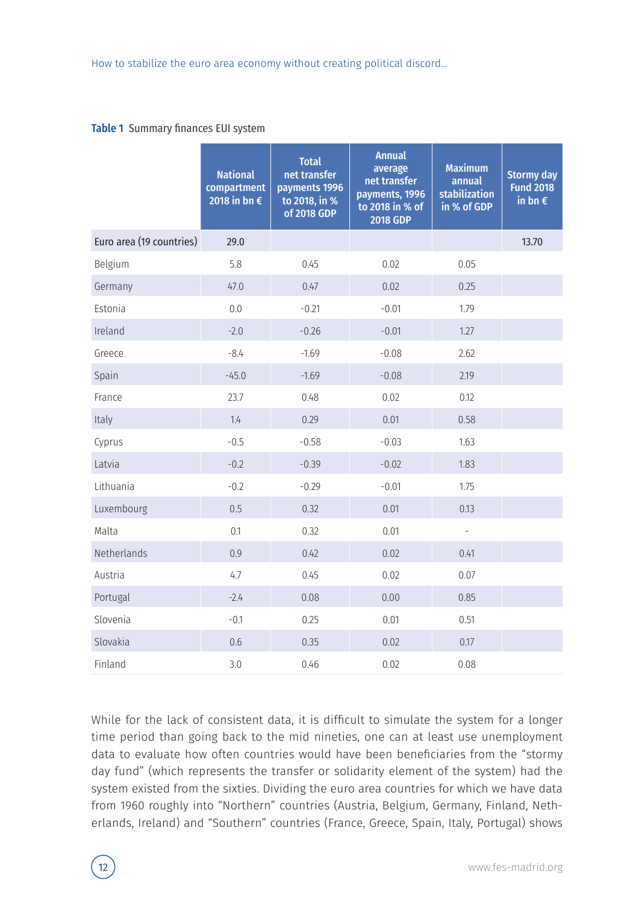**Table 1** Summary finances EUI system

| | National compartment 2018 in bn € | Total net transfer payments 1996 to 2018, in % of 2018 GDP | Annual average net transfer payments, 1996 to 2018 in % of 2018 GDP | Maximum annual stabilization in % of GDP | Stormy day Fund 2018 in bn € |
|---|---|---|---|---|---|
| Euro area (19 countries) | 29.0 | | | | 13.70 |
| Belgium | 5.8 | 0.45 | 0.02 | 0.05 | |
| Germany | 47.0 | 0.47 | 0.02 | 0.25 | |
| Estonia | 0.0 | -0.21 | -0.01 | 1.79 | |
| Ireland | -2.0 | -0.26 | -0.01 | 1.27 | |
| Greece | -8.4 | -1.69 | -0.08 | 2.62 | |
| Spain | -45.0 | -1.69 | -0.08 | 2.19 | |
| France | 23.7 | 0.48 | 0.02 | 0.12 | |
| Italy | 1.4 | 0.29 | 0.01 | 0.58 | |
| Cyprus | -0.5 | -0.58 | -0.03 | 1.63 | |
| Latvia | -0.2 | -0.39 | -0.02 | 1.83 | |
| Lithuania | -0.2 | -0.29 | -0.01 | 1.75 | |
| Luxembourg | 0.5 | 0.32 | 0.01 | 0.13 | |
| Malta | 0.1 | 0.32 | 0.01 | - | |
| Netherlands | 0.9 | 0.42 | 0.02 | 0.41 | |
| Austria | 4.7 | 0.45 | 0.02 | 0.07 | |
| Portugal | -2.4 | 0.08 | 0.00 | 0.85 | |
| Slovenia | -0.1 | 0.25 | 0.01 | 0.51 | |
| Slovakia | 0.6 | 0.35 | 0.02 | 0.17 | |
| Finland | 3.0 | 0.46 | 0.02 | 0.08 | |

While for the lack of consistent data, it is difficult to simulate the system for a longer time period than going back to the mid nineties, one can at least use unemployment data to evaluate how often countries would have been beneficiaries from the "stormy day fund" (which represents the transfer or solidarity element of the system) had the system existed from the sixties. Dividing the euro area countries for which we have data from 1960 roughly into "Northern" countries (Austria, Belgium, Germany, Finland, Netherlands, Ireland) and "Southern" countries (France, Greece, Spain, Italy, Portugal) shows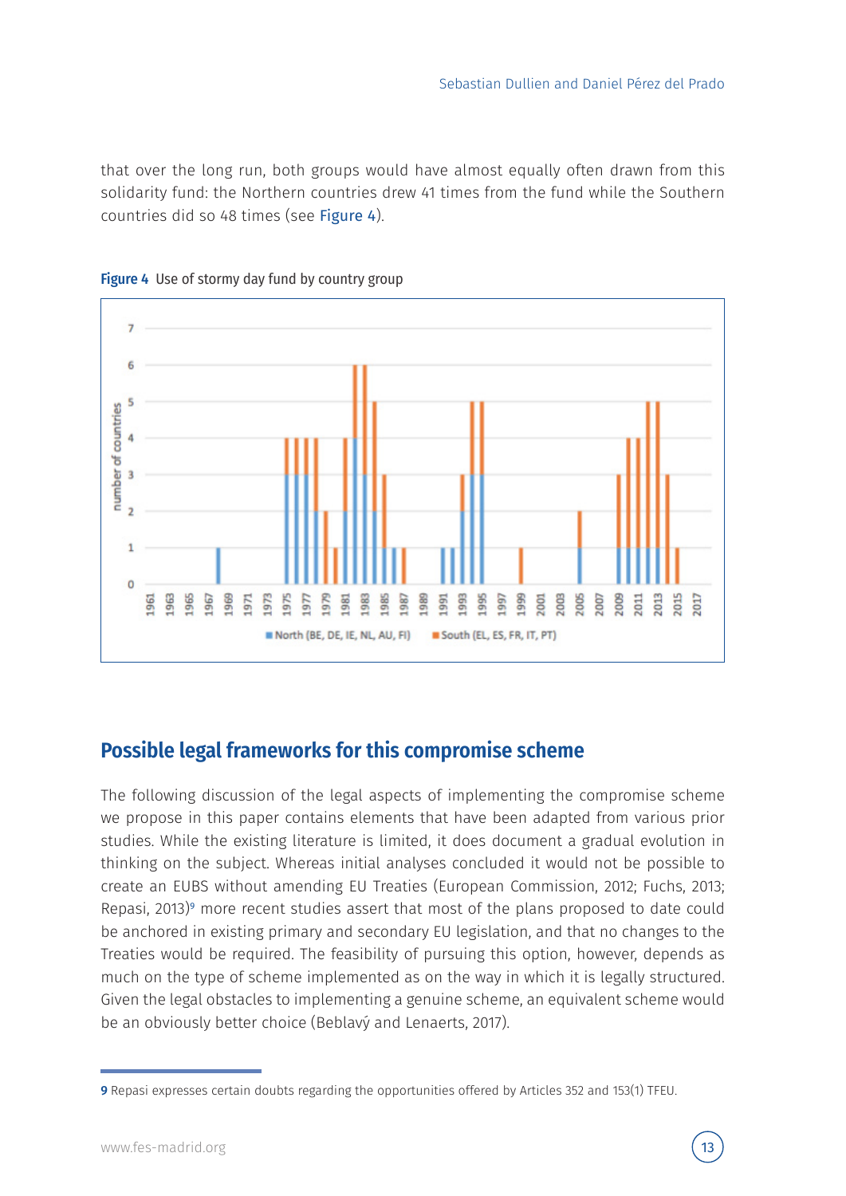that over the long run, both groups would have almost equally often drawn from this solidarity fund: the Northern countries drew 41 times from the fund while the Southern countries did so 48 times (see Figure 4).

**Figure 4** Use of stormy day fund by country group

## Possible legal frameworks for this compromise scheme

The following discussion of the legal aspects of implementing the compromise scheme we propose in this paper contains elements that have been adapted from various prior studies. While the existing literature is limited, it does document a gradual evolution in thinking on the subject. Whereas initial analyses concluded it would not be possible to create an EUBS without amending EU Treaties (European Commission, 2012; Fuchs, 2013; Repasi, 2013)[9] more recent studies assert that most of the plans proposed to date could be anchored in existing primary and secondary EU legislation, and that no changes to the Treaties would be required. The feasibility of pursuing this option, however, depends as much on the type of scheme implemented as on the way in which it is legally structured. Given the legal obstacles to implementing a genuine scheme, an equivalent scheme would be an obviously better choice (Beblavý and Lenaerts, 2017).

---

[9] Repasi expresses certain doubts regarding the opportunities offered by Articles 352 and 153(1) TFEU.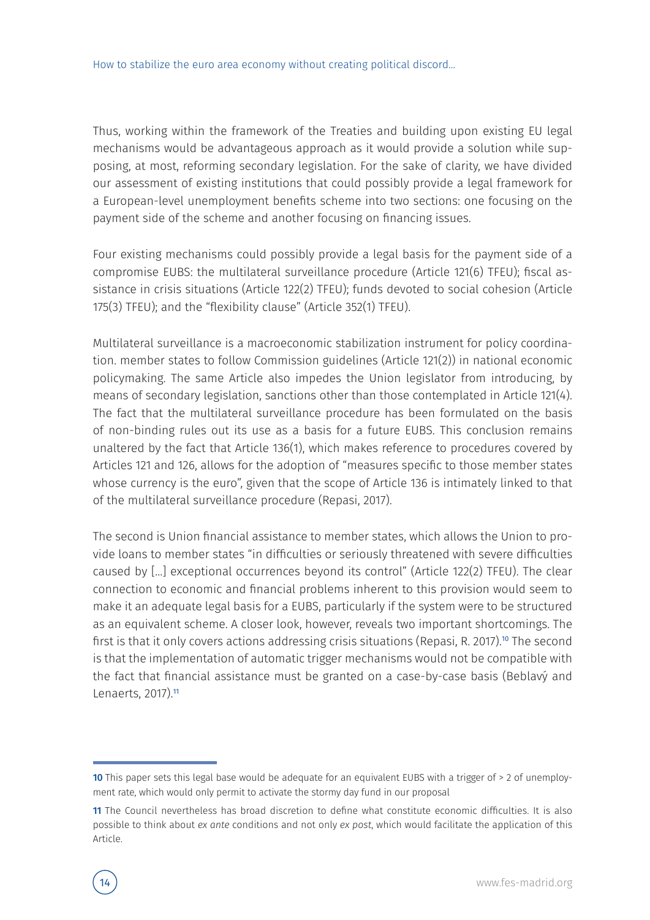Thus, working within the framework of the Treaties and building upon existing EU legal mechanisms would be advantageous approach as it would provide a solution while supposing, at most, reforming secondary legislation. For the sake of clarity, we have divided our assessment of existing institutions that could possibly provide a legal framework for a European-level unemployment benefits scheme into two sections: one focusing on the payment side of the scheme and another focusing on financing issues.

Four existing mechanisms could possibly provide a legal basis for the payment side of a compromise EUBS: the multilateral surveillance procedure (Article 121(6) TFEU); fiscal assistance in crisis situations (Article 122(2) TFEU); funds devoted to social cohesion (Article 175(3) TFEU); and the "flexibility clause" (Article 352(1) TFEU).

Multilateral surveillance is a macroeconomic stabilization instrument for policy coordination. member states to follow Commission guidelines (Article 121(2)) in national economic policymaking. The same Article also impedes the Union legislator from introducing, by means of secondary legislation, sanctions other than those contemplated in Article 121(4). The fact that the multilateral surveillance procedure has been formulated on the basis of non-binding rules out its use as a basis for a future EUBS. This conclusion remains unaltered by the fact that Article 136(1), which makes reference to procedures covered by Articles 121 and 126, allows for the adoption of "measures specific to those member states whose currency is the euro", given that the scope of Article 136 is intimately linked to that of the multilateral surveillance procedure (Repasi, 2017).

The second is Union financial assistance to member states, which allows the Union to provide loans to member states "in difficulties or seriously threatened with severe difficulties caused by […] exceptional occurrences beyond its control" (Article 122(2) TFEU). The clear connection to economic and financial problems inherent to this provision would seem to make it an adequate legal basis for a EUBS, particularly if the system were to be structured as an equivalent scheme. A closer look, however, reveals two important shortcomings. The first is that it only covers actions addressing crisis situations (Repasi, R. 2017).[10] The second is that the implementation of automatic trigger mechanisms would not be compatible with the fact that financial assistance must be granted on a case-by-case basis (Beblavý and Lenaerts, 2017).[11]

---

[10] This paper sets this legal base would be adequate for an equivalent EUBS with a trigger of > 2 of unemployment rate, which would only permit to activate the stormy day fund in our proposal

[11] The Council nevertheless has broad discretion to define what constitute economic difficulties. It is also possible to think about *ex ante* conditions and not only *ex post*, which would facilitate the application of this Article.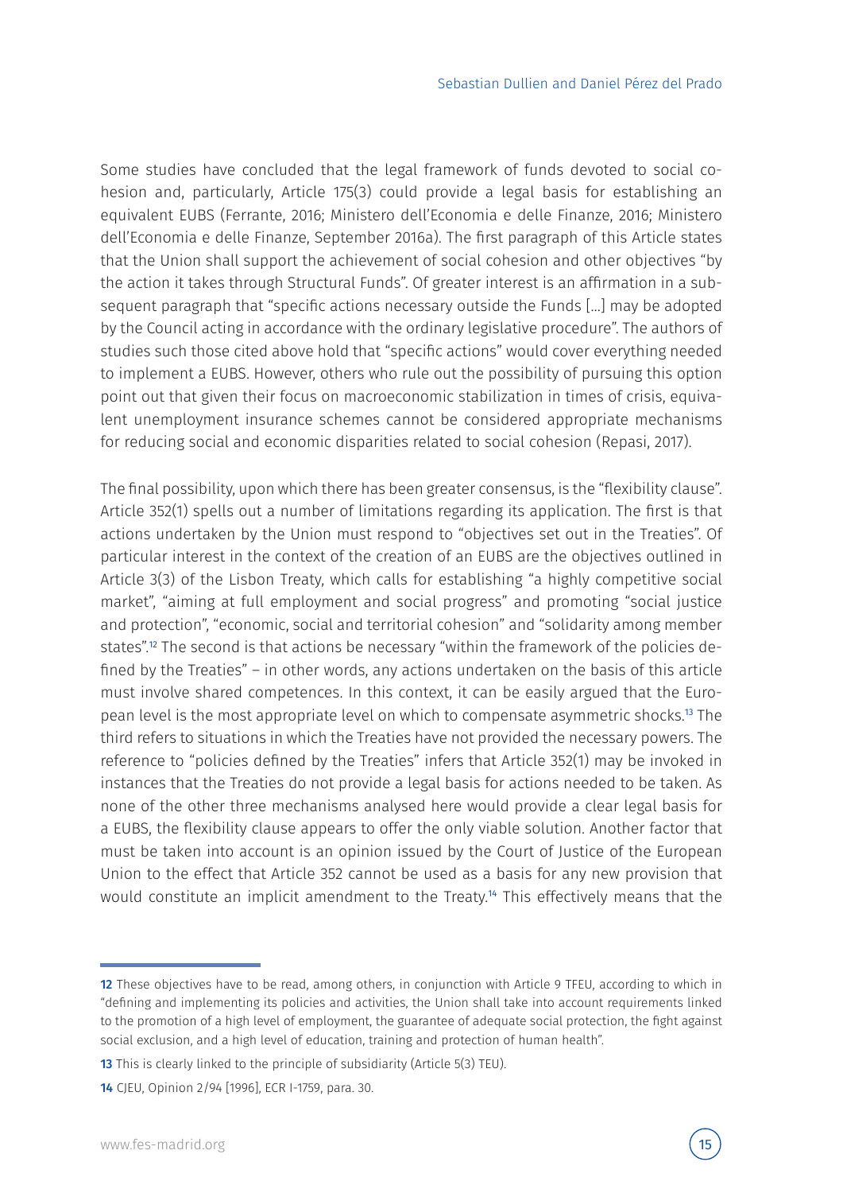Some studies have concluded that the legal framework of funds devoted to social cohesion and, particularly, Article 175(3) could provide a legal basis for establishing an equivalent EUBS (Ferrante, 2016; Ministero dell'Economia e delle Finanze, 2016; Ministero dell'Economia e delle Finanze, September 2016a). The first paragraph of this Article states that the Union shall support the achievement of social cohesion and other objectives "by the action it takes through Structural Funds". Of greater interest is an affirmation in a subsequent paragraph that "specific actions necessary outside the Funds […] may be adopted by the Council acting in accordance with the ordinary legislative procedure". The authors of studies such those cited above hold that "specific actions" would cover everything needed to implement a EUBS. However, others who rule out the possibility of pursuing this option point out that given their focus on macroeconomic stabilization in times of crisis, equivalent unemployment insurance schemes cannot be considered appropriate mechanisms for reducing social and economic disparities related to social cohesion (Repasi, 2017).

The final possibility, upon which there has been greater consensus, is the "flexibility clause". Article 352(1) spells out a number of limitations regarding its application. The first is that actions undertaken by the Union must respond to "objectives set out in the Treaties". Of particular interest in the context of the creation of an EUBS are the objectives outlined in Article 3(3) of the Lisbon Treaty, which calls for establishing "a highly competitive social market", "aiming at full employment and social progress" and promoting "social justice and protection", "economic, social and territorial cohesion" and "solidarity among member states".[12] The second is that actions be necessary "within the framework of the policies defined by the Treaties" – in other words, any actions undertaken on the basis of this article must involve shared competences. In this context, it can be easily argued that the European level is the most appropriate level on which to compensate asymmetric shocks.[13] The third refers to situations in which the Treaties have not provided the necessary powers. The reference to "policies defined by the Treaties" infers that Article 352(1) may be invoked in instances that the Treaties do not provide a legal basis for actions needed to be taken. As none of the other three mechanisms analysed here would provide a clear legal basis for a EUBS, the flexibility clause appears to offer the only viable solution. Another factor that must be taken into account is an opinion issued by the Court of Justice of the European Union to the effect that Article 352 cannot be used as a basis for any new provision that would constitute an implicit amendment to the Treaty.[14] This effectively means that the

---

[12] These objectives have to be read, among others, in conjunction with Article 9 TFEU, according to which in "defining and implementing its policies and activities, the Union shall take into account requirements linked to the promotion of a high level of employment, the guarantee of adequate social protection, the fight against social exclusion, and a high level of education, training and protection of human health".

[13] This is clearly linked to the principle of subsidiarity (Article 5(3) TEU).

[14] CJEU, Opinion 2/94 [1996], ECR I-1759, para. 30.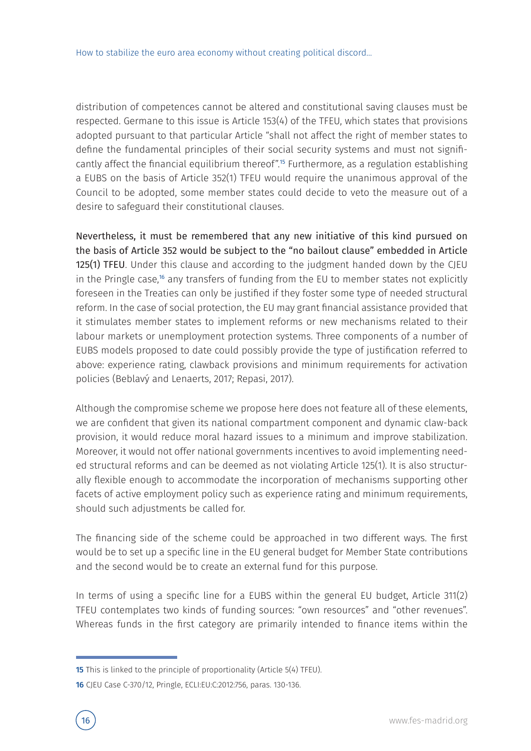distribution of competences cannot be altered and constitutional saving clauses must be respected. Germane to this issue is Article 153(4) of the TFEU, which states that provisions adopted pursuant to that particular Article "shall not affect the right of member states to define the fundamental principles of their social security systems and must not significantly affect the financial equilibrium thereof".[15] Furthermore, as a regulation establishing a EUBS on the basis of Article 352(1) TFEU would require the unanimous approval of the Council to be adopted, some member states could decide to veto the measure out of a desire to safeguard their constitutional clauses.

Nevertheless, it must be remembered that any new initiative of this kind pursued on the basis of Article 352 would be subject to the "no bailout clause" embedded in Article 125(1) TFEU. Under this clause and according to the judgment handed down by the CJEU in the Pringle case,[16] any transfers of funding from the EU to member states not explicitly foreseen in the Treaties can only be justified if they foster some type of needed structural reform. In the case of social protection, the EU may grant financial assistance provided that it stimulates member states to implement reforms or new mechanisms related to their labour markets or unemployment protection systems. Three components of a number of EUBS models proposed to date could possibly provide the type of justification referred to above: experience rating, clawback provisions and minimum requirements for activation policies (Beblavý and Lenaerts, 2017; Repasi, 2017).

Although the compromise scheme we propose here does not feature all of these elements, we are confident that given its national compartment component and dynamic claw-back provision, it would reduce moral hazard issues to a minimum and improve stabilization. Moreover, it would not offer national governments incentives to avoid implementing needed structural reforms and can be deemed as not violating Article 125(1). It is also structurally flexible enough to accommodate the incorporation of mechanisms supporting other facets of active employment policy such as experience rating and minimum requirements, should such adjustments be called for.

The financing side of the scheme could be approached in two different ways. The first would be to set up a specific line in the EU general budget for Member State contributions and the second would be to create an external fund for this purpose.

In terms of using a specific line for a EUBS within the general EU budget, Article 311(2) TFEU contemplates two kinds of funding sources: "own resources" and "other revenues". Whereas funds in the first category are primarily intended to finance items within the

---

15 This is linked to the principle of proportionality (Article 5(4) TFEU).

16 CJEU Case C-370/12, Pringle, ECLI:EU:C:2012:756, paras. 130-136.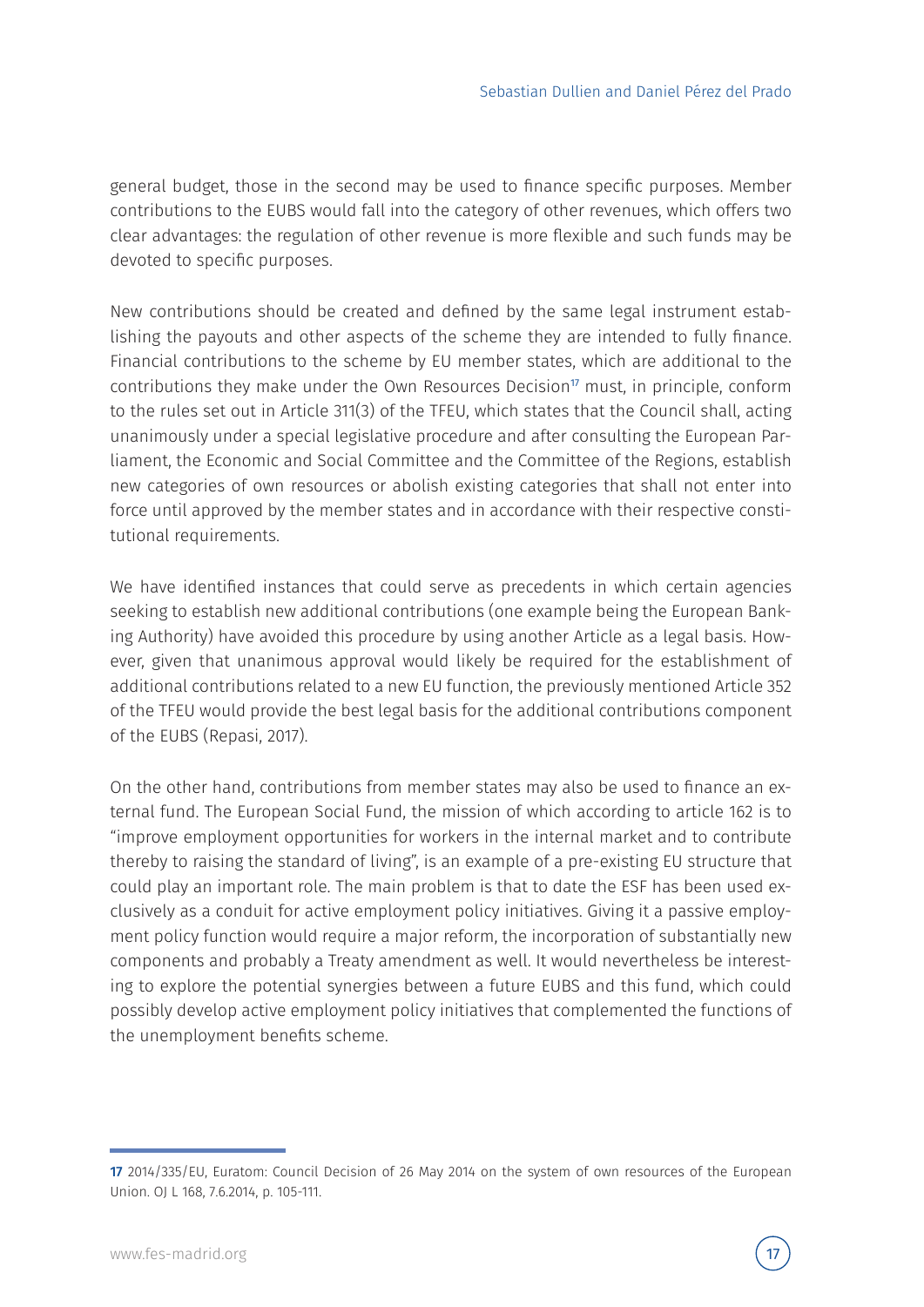general budget, those in the second may be used to finance specific purposes. Member contributions to the EUBS would fall into the category of other revenues, which offers two clear advantages: the regulation of other revenue is more flexible and such funds may be devoted to specific purposes.

New contributions should be created and defined by the same legal instrument establishing the payouts and other aspects of the scheme they are intended to fully finance. Financial contributions to the scheme by EU member states, which are additional to the contributions they make under the Own Resources Decision[17] must, in principle, conform to the rules set out in Article 311(3) of the TFEU, which states that the Council shall, acting unanimously under a special legislative procedure and after consulting the European Parliament, the Economic and Social Committee and the Committee of the Regions, establish new categories of own resources or abolish existing categories that shall not enter into force until approved by the member states and in accordance with their respective constitutional requirements.

We have identified instances that could serve as precedents in which certain agencies seeking to establish new additional contributions (one example being the European Banking Authority) have avoided this procedure by using another Article as a legal basis. However, given that unanimous approval would likely be required for the establishment of additional contributions related to a new EU function, the previously mentioned Article 352 of the TFEU would provide the best legal basis for the additional contributions component of the EUBS (Repasi, 2017).

On the other hand, contributions from member states may also be used to finance an external fund. The European Social Fund, the mission of which according to article 162 is to "improve employment opportunities for workers in the internal market and to contribute thereby to raising the standard of living", is an example of a pre-existing EU structure that could play an important role. The main problem is that to date the ESF has been used exclusively as a conduit for active employment policy initiatives. Giving it a passive employment policy function would require a major reform, the incorporation of substantially new components and probably a Treaty amendment as well. It would nevertheless be interesting to explore the potential synergies between a future EUBS and this fund, which could possibly develop active employment policy initiatives that complemented the functions of the unemployment benefits scheme.

---

**17** 2014/335/EU, Euratom: Council Decision of 26 May 2014 on the system of own resources of the European Union. OJ L 168, 7.6.2014, p. 105-111.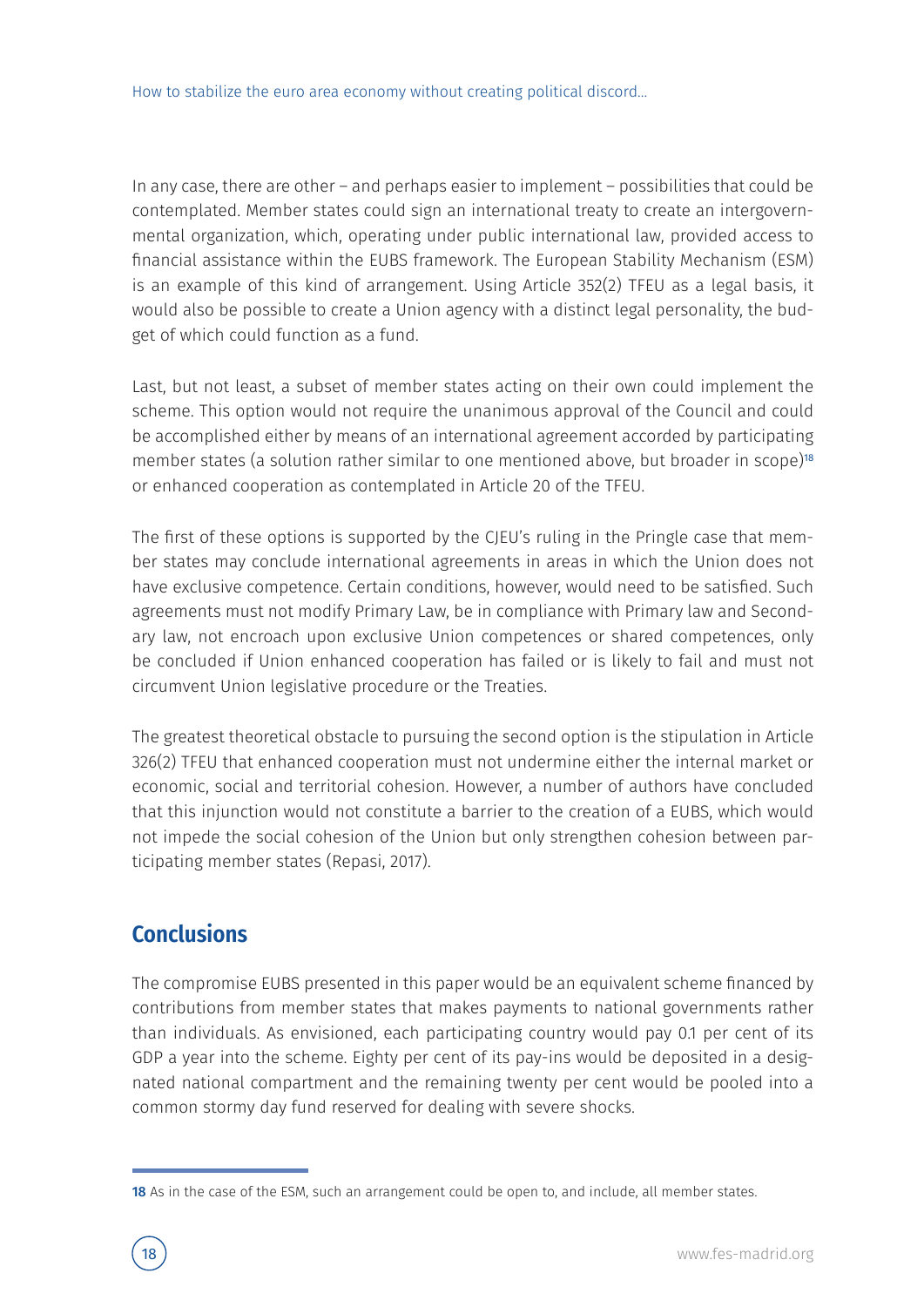In any case, there are other – and perhaps easier to implement – possibilities that could be contemplated. Member states could sign an international treaty to create an intergovernmental organization, which, operating under public international law, provided access to financial assistance within the EUBS framework. The European Stability Mechanism (ESM) is an example of this kind of arrangement. Using Article 352(2) TFEU as a legal basis, it would also be possible to create a Union agency with a distinct legal personality, the budget of which could function as a fund.

Last, but not least, a subset of member states acting on their own could implement the scheme. This option would not require the unanimous approval of the Council and could be accomplished either by means of an international agreement accorded by participating member states (a solution rather similar to one mentioned above, but broader in scope)[18] or enhanced cooperation as contemplated in Article 20 of the TFEU.

The first of these options is supported by the CJEU's ruling in the Pringle case that member states may conclude international agreements in areas in which the Union does not have exclusive competence. Certain conditions, however, would need to be satisfied. Such agreements must not modify Primary Law, be in compliance with Primary law and Secondary law, not encroach upon exclusive Union competences or shared competences, only be concluded if Union enhanced cooperation has failed or is likely to fail and must not circumvent Union legislative procedure or the Treaties.

The greatest theoretical obstacle to pursuing the second option is the stipulation in Article 326(2) TFEU that enhanced cooperation must not undermine either the internal market or economic, social and territorial cohesion. However, a number of authors have concluded that this injunction would not constitute a barrier to the creation of a EUBS, which would not impede the social cohesion of the Union but only strengthen cohesion between participating member states (Repasi, 2017).

## Conclusions

The compromise EUBS presented in this paper would be an equivalent scheme financed by contributions from member states that makes payments to national governments rather than individuals. As envisioned, each participating country would pay 0.1 per cent of its GDP a year into the scheme. Eighty per cent of its pay-ins would be deposited in a designated national compartment and the remaining twenty per cent would be pooled into a common stormy day fund reserved for dealing with severe shocks.

---

[18] As in the case of the ESM, such an arrangement could be open to, and include, all member states.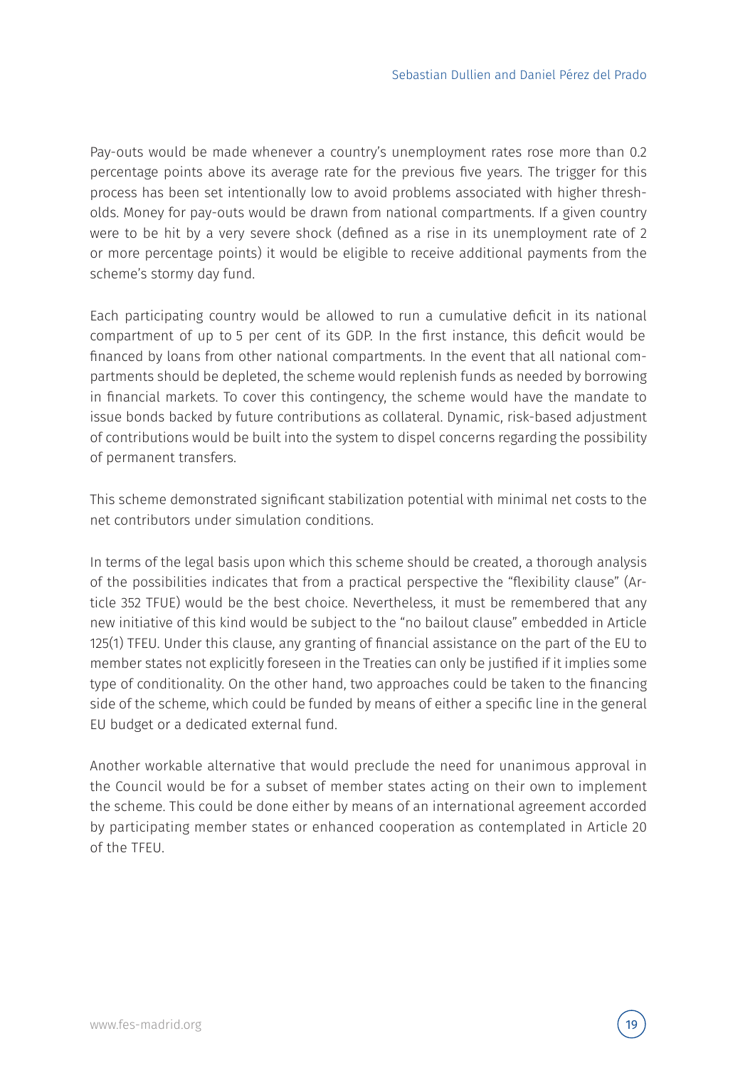Pay-outs would be made whenever a country's unemployment rates rose more than 0.2 percentage points above its average rate for the previous five years. The trigger for this process has been set intentionally low to avoid problems associated with higher thresholds. Money for pay-outs would be drawn from national compartments. If a given country were to be hit by a very severe shock (defined as a rise in its unemployment rate of 2 or more percentage points) it would be eligible to receive additional payments from the scheme's stormy day fund.

Each participating country would be allowed to run a cumulative deficit in its national compartment of up to 5 per cent of its GDP. In the first instance, this deficit would be financed by loans from other national compartments. In the event that all national compartments should be depleted, the scheme would replenish funds as needed by borrowing in financial markets. To cover this contingency, the scheme would have the mandate to issue bonds backed by future contributions as collateral. Dynamic, risk-based adjustment of contributions would be built into the system to dispel concerns regarding the possibility of permanent transfers.

This scheme demonstrated significant stabilization potential with minimal net costs to the net contributors under simulation conditions.

In terms of the legal basis upon which this scheme should be created, a thorough analysis of the possibilities indicates that from a practical perspective the "flexibility clause" (Article 352 TFUE) would be the best choice. Nevertheless, it must be remembered that any new initiative of this kind would be subject to the "no bailout clause" embedded in Article 125(1) TFEU. Under this clause, any granting of financial assistance on the part of the EU to member states not explicitly foreseen in the Treaties can only be justified if it implies some type of conditionality. On the other hand, two approaches could be taken to the financing side of the scheme, which could be funded by means of either a specific line in the general EU budget or a dedicated external fund.

Another workable alternative that would preclude the need for unanimous approval in the Council would be for a subset of member states acting on their own to implement the scheme. This could be done either by means of an international agreement accorded by participating member states or enhanced cooperation as contemplated in Article 20 of the TFEU.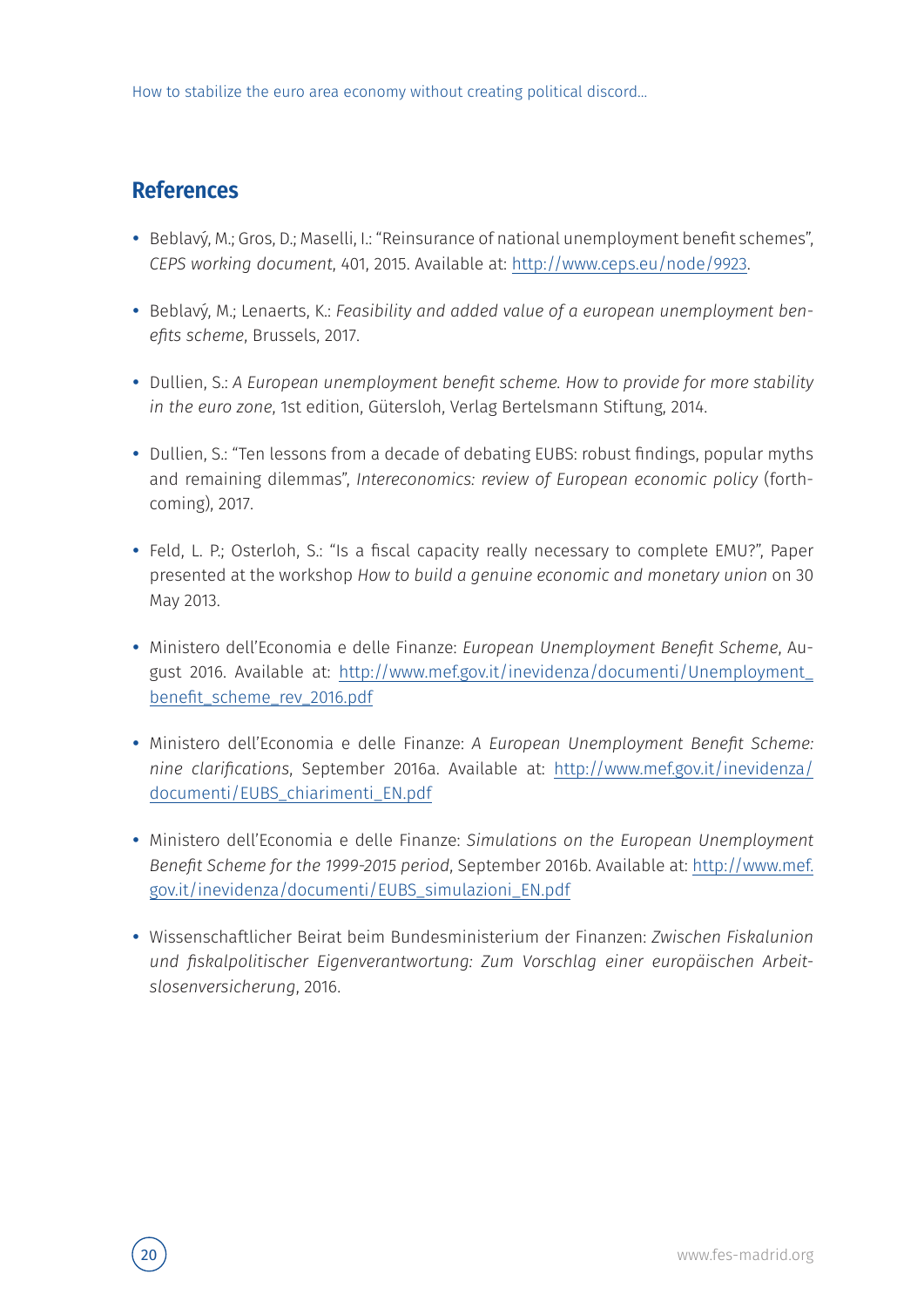## References

- Beblavý, M.; Gros, D.; Maselli, I.: "Reinsurance of national unemployment benefit schemes", *CEPS working document*, 401, 2015. Available at: http://www.ceps.eu/node/9923.

- Beblavý, M.; Lenaerts, K.: *Feasibility and added value of a european unemployment benefits scheme*, Brussels, 2017.

- Dullien, S.: *A European unemployment benefit scheme. How to provide for more stability in the euro zone*, 1st edition, Gütersloh, Verlag Bertelsmann Stiftung, 2014.

- Dullien, S.: "Ten lessons from a decade of debating EUBS: robust findings, popular myths and remaining dilemmas", *Intereconomics: review of European economic policy* (forthcoming), 2017.

- Feld, L. P.; Osterloh, S.: "Is a fiscal capacity really necessary to complete EMU?", Paper presented at the workshop *How to build a genuine economic and monetary union* on 30 May 2013.

- Ministero dell'Economia e delle Finanze: *European Unemployment Benefit Scheme*, August 2016. Available at: http://www.mef.gov.it/inevidenza/documenti/Unemployment_benefit_scheme_rev_2016.pdf

- Ministero dell'Economia e delle Finanze: *A European Unemployment Benefit Scheme: nine clarifications*, September 2016a. Available at: http://www.mef.gov.it/inevidenza/documenti/EUBS_chiarimenti_EN.pdf

- Ministero dell'Economia e delle Finanze: *Simulations on the European Unemployment Benefit Scheme for the 1999-2015 period*, September 2016b. Available at: http://www.mef.gov.it/inevidenza/documenti/EUBS_simulazioni_EN.pdf

- Wissenschaftlicher Beirat beim Bundesministerium der Finanzen: *Zwischen Fiskalunion und fiskalpolitischer Eigenverantwortung: Zum Vorschlag einer europäischen Arbeitslosenversicherung*, 2016.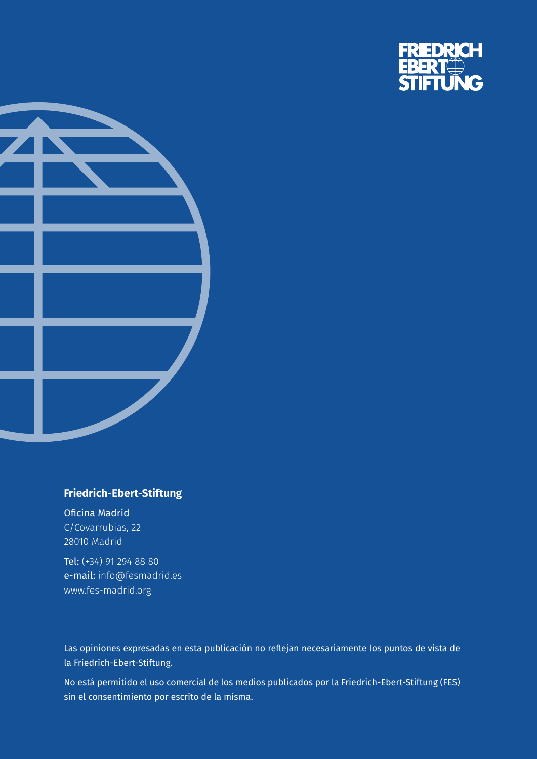**Friedrich-Ebert-Stiftung**

Oficina Madrid
C/Covarrubias, 22
28010 Madrid

Tel: (+34) 91 294 88 80
e-mail: info@fesmadrid.es
www.fes-madrid.org

Las opiniones expresadas en esta publicación no reflejan necesariamente los puntos de vista de la Friedrich-Ebert-Stiftung.

No está permitido el uso comercial de los medios publicados por la Friedrich-Ebert-Stiftung (FES) sin el consentimiento por escrito de la misma.